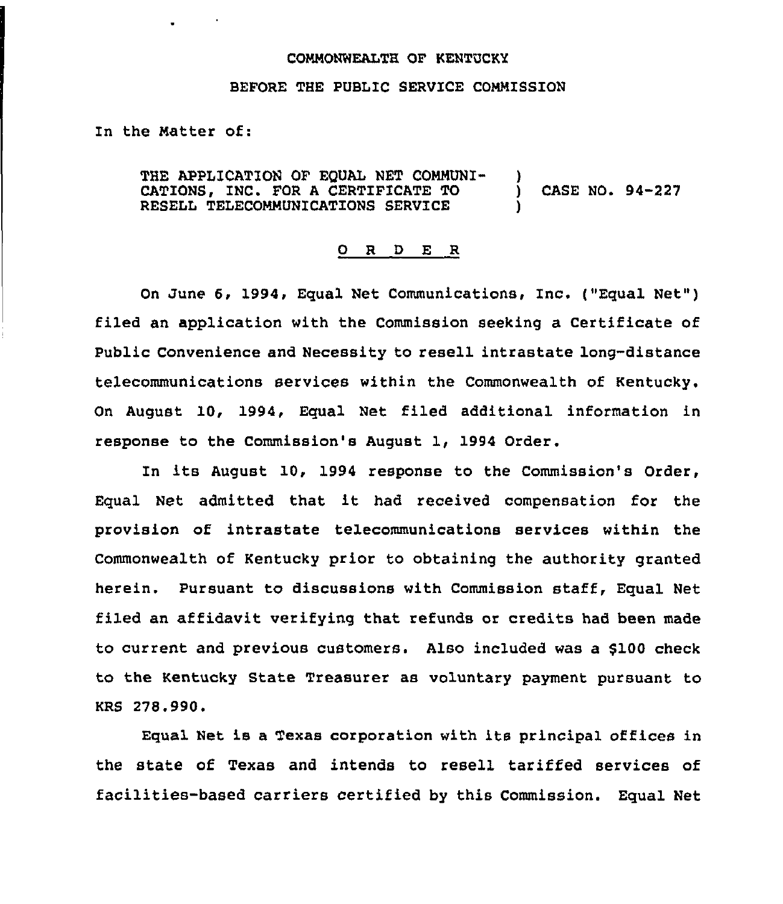COMMONWEALTH OF KENTUCKY

BEFORE THE PUBLIC SERVICE COMMISSION

In the Matter of:

THE APPLICATION OF EQUAL NET COMMUNICATIONS, INC. FOR A CERTIFICATE TO RESELL TELECOMMUNICATIONS SERVICE ) CASE NO. 94-227

# O R D E R

On June 6, 1994, Equal Net Communications, Inc. ("Equal Net") filed an application with the Commission seeking a Certificate of Public Convenience and Necessity to resell intrastate long-distance telecommunications services within the Commonwealth of Kentucky. On August 10, 1994, Equal Net filed additional information in response to the Commission's August 1, 1994 Order.

In its August 10, 1994 response to the Commission's Order, Equal Net admitted that it had received compensation for the provision of intrastate telecommunications services within the Commonwealth of Kentucky prior to obtaining the authority granted herein. Pursuant to discussions with Commission staff, Equal Net filed an affidavit verifying that refunds or credits had been made to current and previous customers. Also included was a $100 check to the Kentucky State Treasurer as voluntary payment pursuant to KRS 278.990.

Equal Net is a Texas corporation with its principal offices in the state of Texas and intends to resell tariffed services of facilities-based carriers certified by this Commission. Equal Net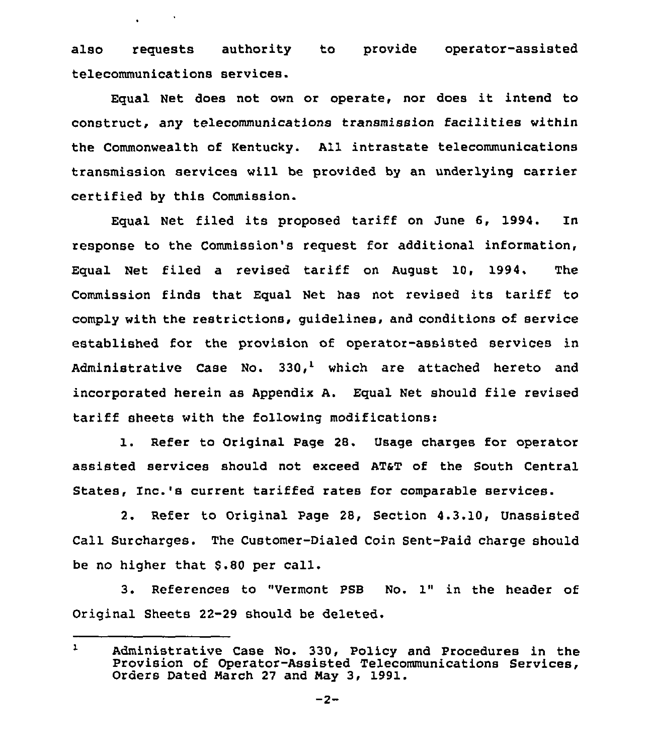also requests authority to provide operator-assisted telecommunications services.

Equal Net does not own or operate, nor does it intend to construct, any telecommunications transmission facilities within the Commonwealth of Kentucky. All intrastate telecommunications transmission services will be provided by an underlying carrier certified by this Commission.

Equal Net filed its proposed tariff on June 6, 1994. In response to the Commission's request for additional information, Equal Net filed a revised tariff on August 10, 1994. The Commission finds that Equal Net has not revised its tariff to comply with the restrictions, guidelines, and conditions of service established for the provision of operator-assisted services in Administrative Case No. 330,[1] which are attached hereto and incorporated herein as Appendix A. Equal Net should file revised tariff sheets with the following modifications:

1. Refer to Original Page 28. Usage charges for operator assisted services should not exceed AT&T of the South Central States, Inc.'s current tariffed rates for comparable services.

2. Refer to Original Page 28, Section 4.3.10, Unassisted Call Surcharges. The Customer-Dialed Coin Sent-Paid charge should be no higher that $.80 per call.

3. References to "Vermont PSB No. 1" in the header of Original Sheets 22-29 should be deleted.

---

[1] Administrative Case No. 330, Policy and Procedures in the Provision of Operator-Assisted Telecommunications Services, Orders Dated March 27 and May 3, 1991.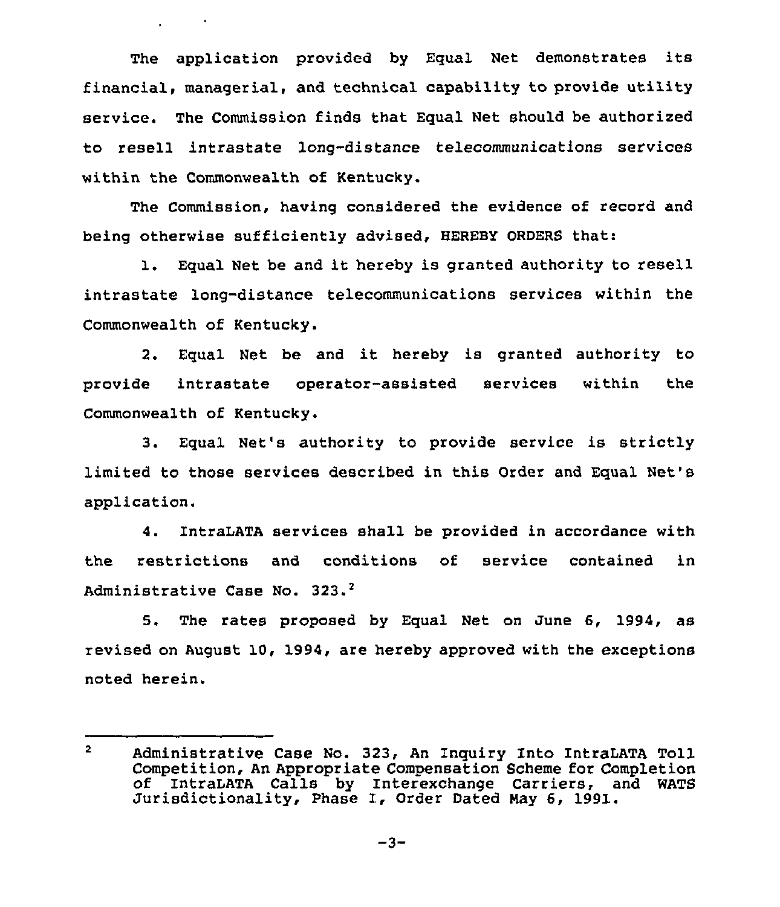The application provided by Equal Net demonstrates its financial, managerial, and technical capability to provide utility service. The Commission finds that Equal Net should be authorized to resell intrastate long-distance telecommunications services within the Commonwealth of Kentucky.

The Commission, having considered the evidence of record and being otherwise sufficiently advised, HEREBY ORDERS that:

1. Equal Net be and it hereby is granted authority to resell intrastate long-distance telecommunications services within the Commonwealth of Kentucky.

2. Equal Net be and it hereby is granted authority to provide intrastate operator-assisted services within the Commonwealth of Kentucky.

3. Equal Net's authority to provide service is strictly limited to those services described in this Order and Equal Net's application.

4. IntraLATA services shall be provided in accordance with the restrictions and conditions of service contained in Administrative Case No. 323.[2]

5. The rates proposed by Equal Net on June 6, 1994, as revised on August 10, 1994, are hereby approved with the exceptions noted herein.

---

[2] Administrative Case No. 323, An Inquiry Into IntraLATA Toll Competition, An Appropriate Compensation Scheme for Completion of IntraLATA Calls by Interexchange Carriers, and WATS Jurisdictionality, Phase I, Order Dated May 6, 1991.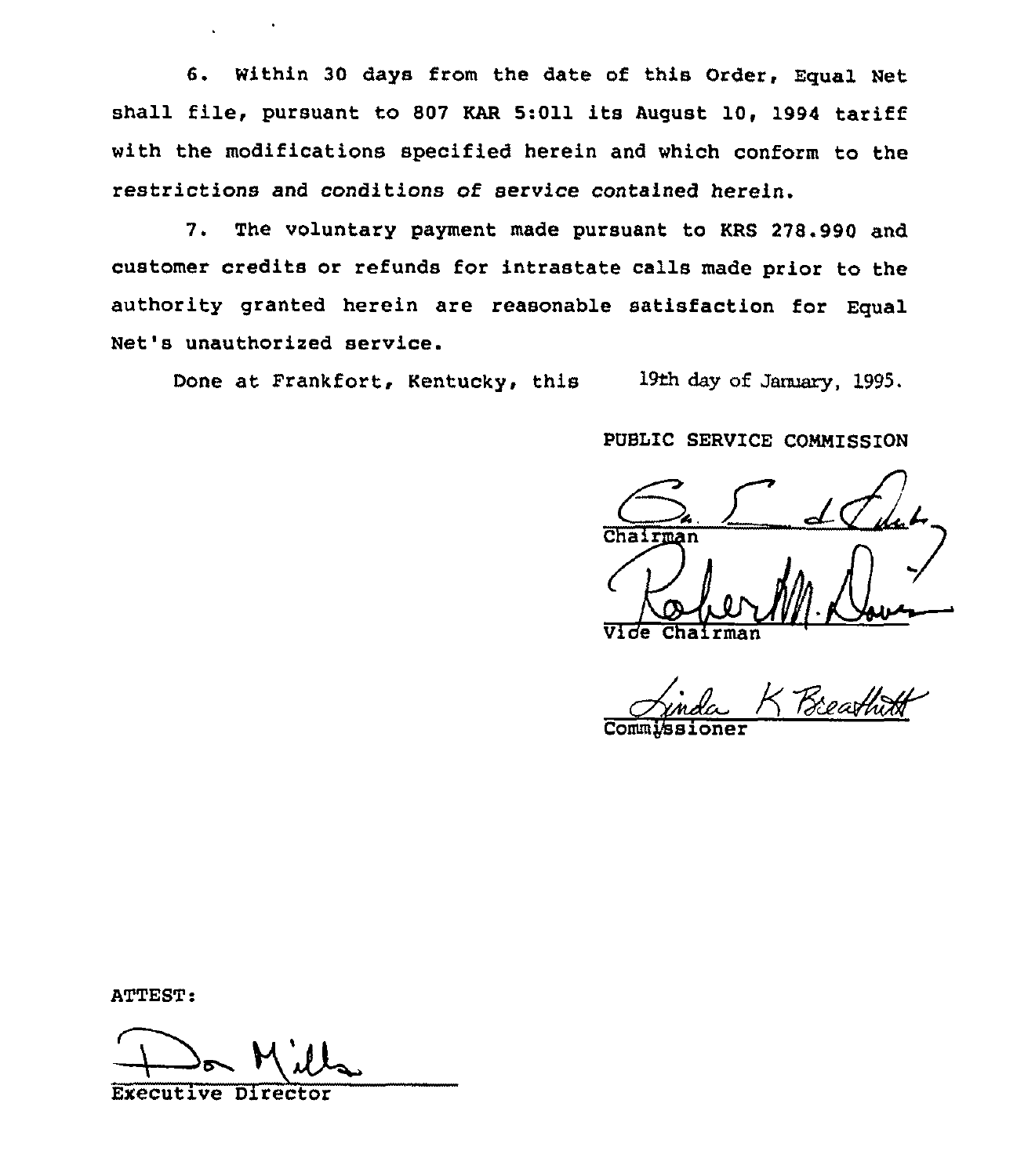6. Within 30 days from the date of this Order, Equal Net shall file, pursuant to 807 KAR 5:011 its August 10, 1994 tariff with the modifications specified herein and which conform to the restrictions and conditions of service contained herein.

7. The voluntary payment made pursuant to KRS 278.990 and customer credits or refunds for intrastate calls made prior to the authority granted herein are reasonable satisfaction for Equal Net's unauthorized service.

Done at Frankfort, Kentucky, this 19th day of January, 1995.

PUBLIC SERVICE COMMISSION

Chairman

Vice Chairman

Commissioner

ATTEST:

Executive Director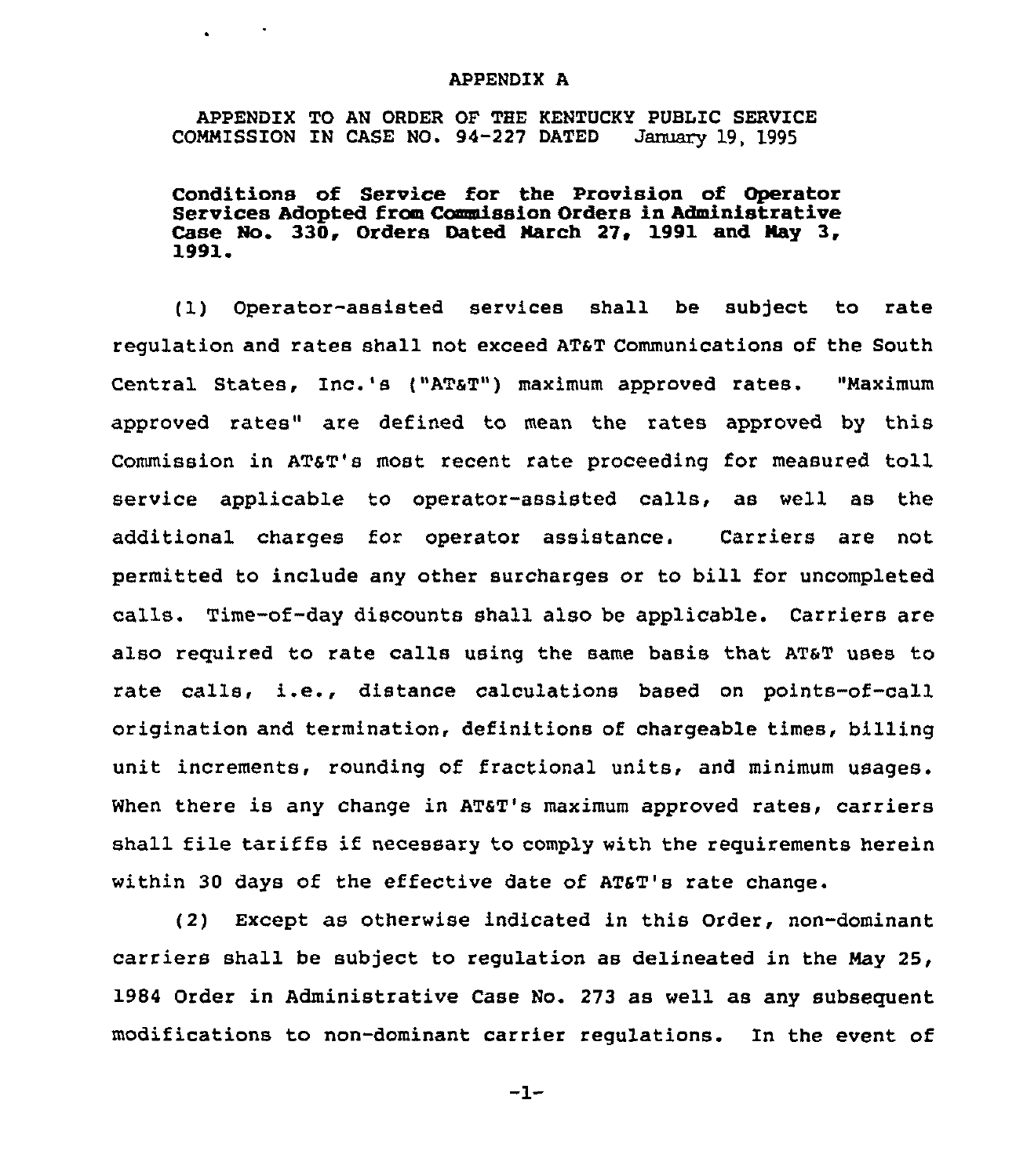APPENDIX A

APPENDIX TO AN ORDER OF THE KENTUCKY PUBLIC SERVICE COMMISSION IN CASE NO. 94-227 DATED January 19, 1995

**Conditions of Service for the Provision of Operator Services Adopted from Commission Orders in Administrative Case No. 330, Orders Dated March 27, 1991 and May 3, 1991.**

(1) Operator-assisted services shall be subject to rate regulation and rates shall not exceed AT&T Communications of the South Central States, Inc.'s ("AT&T") maximum approved rates. "Maximum approved rates" are defined to mean the rates approved by this Commission in AT&T's most recent rate proceeding for measured toll service applicable to operator-assisted calls, as well as the additional charges for operator assistance. Carriers are not permitted to include any other surcharges or to bill for uncompleted calls. Time-of-day discounts shall also be applicable. Carriers are also required to rate calls using the same basis that AT&T uses to rate calls, i.e., distance calculations based on points-of-call origination and termination, definitions of chargeable times, billing unit increments, rounding of fractional units, and minimum usages. When there is any change in AT&T's maximum approved rates, carriers shall file tariffs if necessary to comply with the requirements herein within 30 days of the effective date of AT&T's rate change.

(2) Except as otherwise indicated in this Order, non-dominant carriers shall be subject to regulation as delineated in the May 25, 1984 Order in Administrative Case No. 273 as well as any subsequent modifications to non-dominant carrier regulations. In the event of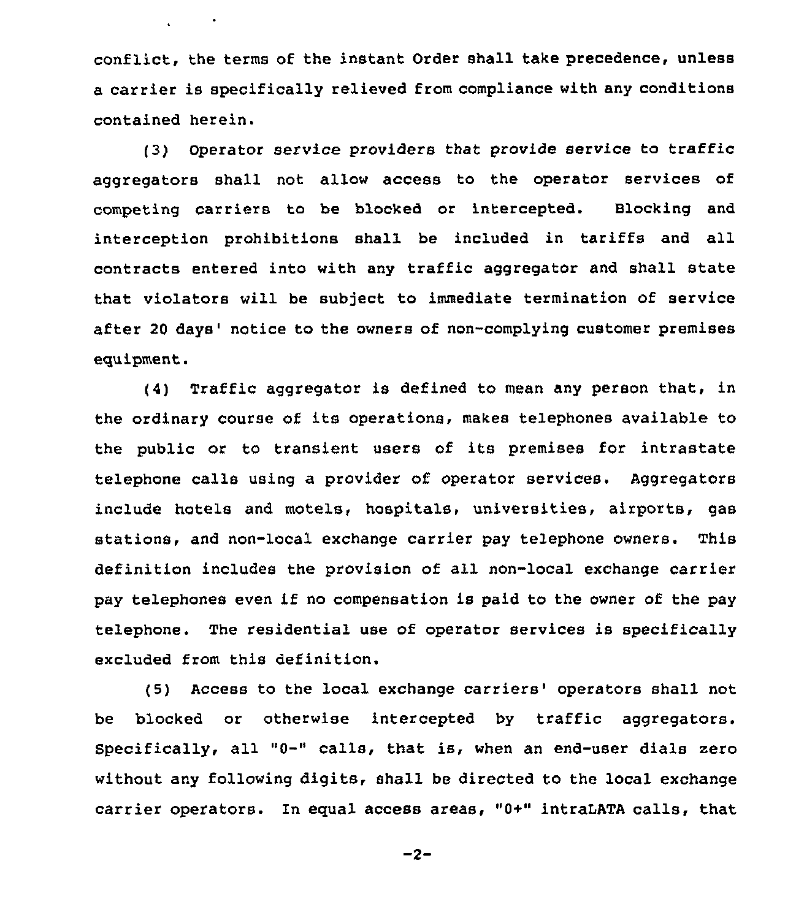conflict, the terms of the instant Order shall take precedence, unless a carrier is specifically relieved from compliance with any conditions contained herein.

(3) Operator service providers that provide service to traffic aggregators shall not allow access to the operator services of competing carriers to be blocked or intercepted. Blocking and interception prohibitions shall be included in tariffs and all contracts entered into with any traffic aggregator and shall state that violators will be subject to immediate termination of service after 20 days' notice to the owners of non-complying customer premises equipment.

(4) Traffic aggregator is defined to mean any person that, in the ordinary course of its operations, makes telephones available to the public or to transient users of its premises for intrastate telephone calls using a provider of operator services. Aggregators include hotels and motels, hospitals, universities, airports, gas stations, and non-local exchange carrier pay telephone owners. This definition includes the provision of all non-local exchange carrier pay telephones even if no compensation is paid to the owner of the pay telephone. The residential use of operator services is specifically excluded from this definition.

(5) Access to the local exchange carriers' operators shall not be blocked or otherwise intercepted by traffic aggregators. Specifically, all "0-" calls, that is, when an end-user dials zero without any following digits, shall be directed to the local exchange carrier operators. In equal access areas, "0+" intraLATA calls, that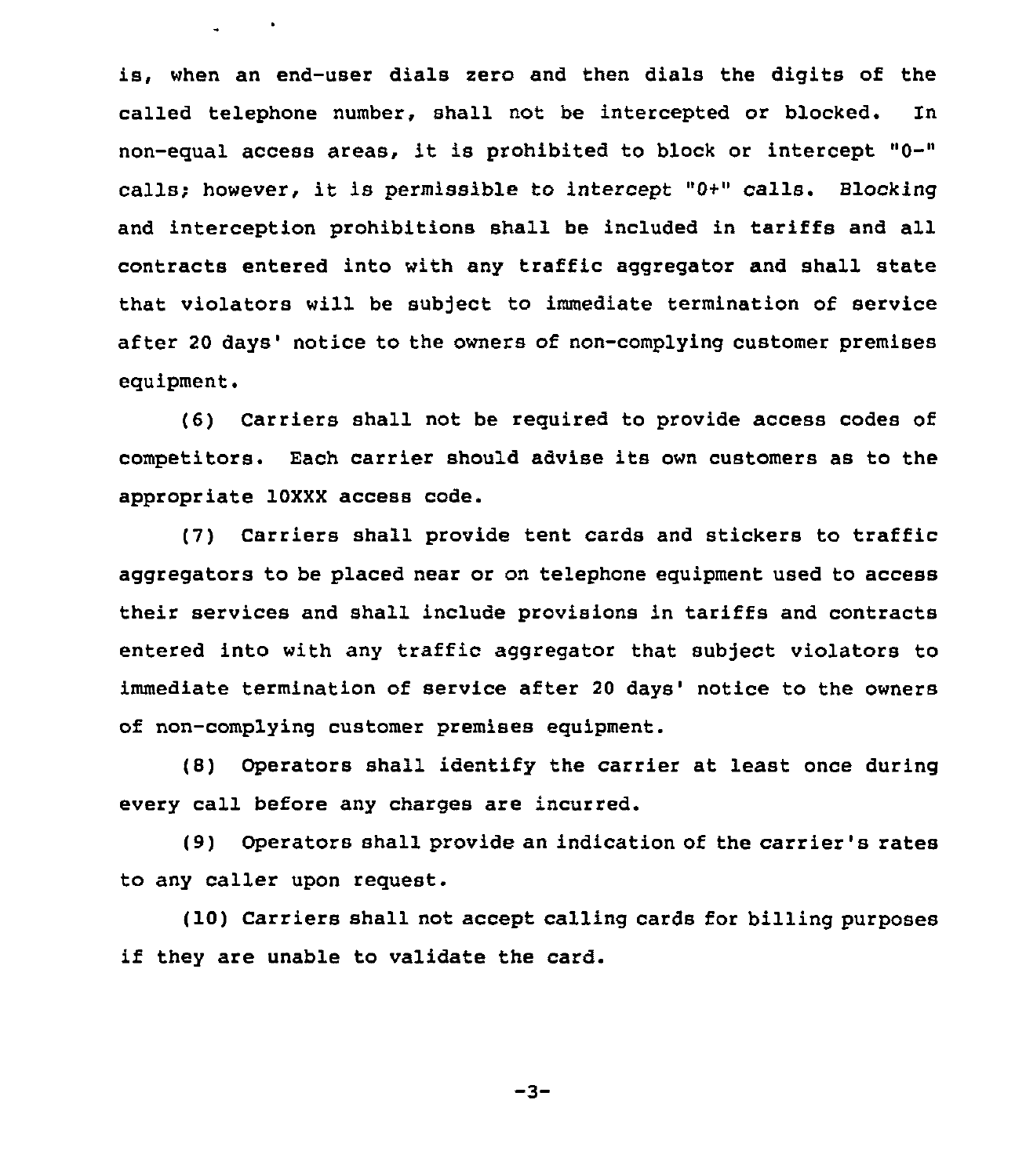is, when an end-user dials zero and then dials the digits of the called telephone number, shall not be intercepted or blocked. In non-equal access areas, it is prohibited to block or intercept "0-" calls; however, it is permissible to intercept "0+" calls. Blocking and interception prohibitions shall be included in tariffs and all contracts entered into with any traffic aggregator and shall state that violators will be subject to immediate termination of service after 20 days' notice to the owners of non-complying customer premises equipment.

(6) Carriers shall not be required to provide access codes of competitors. Each carrier should advise its own customers as to the appropriate 10XXX access code.

(7) Carriers shall provide tent cards and stickers to traffic aggregators to be placed near or on telephone equipment used to access their services and shall include provisions in tariffs and contracts entered into with any traffic aggregator that subject violators to immediate termination of service after 20 days' notice to the owners of non-complying customer premises equipment.

(8) Operators shall identify the carrier at least once during every call before any charges are incurred.

(9) Operators shall provide an indication of the carrier's rates to any caller upon request.

(10) Carriers shall not accept calling cards for billing purposes if they are unable to validate the card.